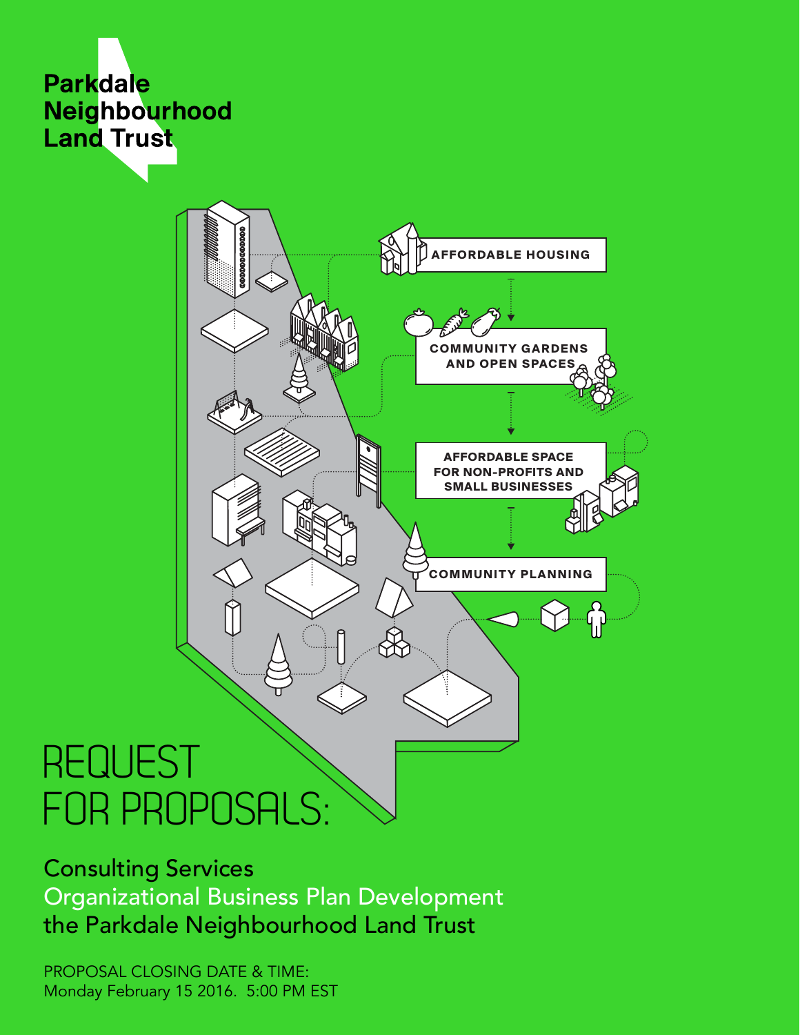# Parkdale Neighbourhood Land Trust

AFFORDABLE HOUSING

COMMUNITY GARDENS AND OPEN SPACES

AFFORDABLE SPACE FOR NON-PROFITS AND SMALL BUSINESSES

COMMUNITY PLANNING

# REQUEST FOR PROPOSALS:

## Consulting Services
## Organizational Business Plan Development
## the Parkdale Neighbourhood Land Trust

PROPOSAL CLOSING DATE & TIME:
Monday February 15 2016. 5:00 PM EST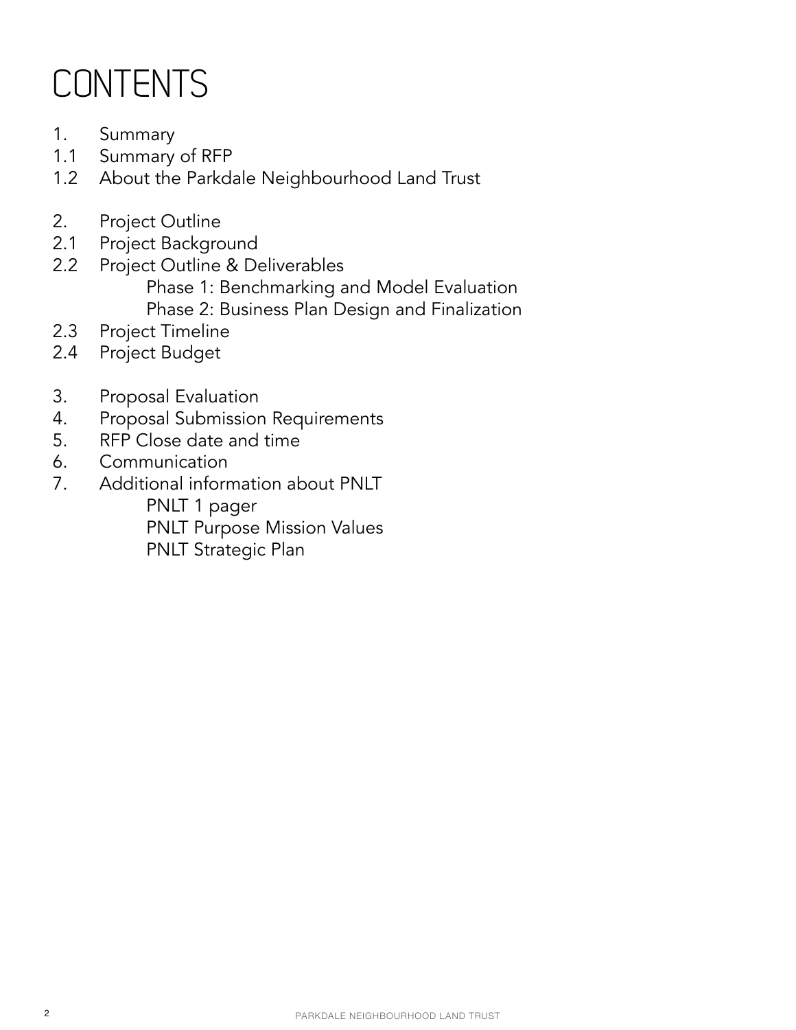# CONTENTS

1. Summary
1.1 Summary of RFP
1.2 About the Parkdale Neighbourhood Land Trust

2. Project Outline
2.1 Project Background
2.2 Project Outline & Deliverables
    - Phase 1: Benchmarking and Model Evaluation
    - Phase 2: Business Plan Design and Finalization
2.3 Project Timeline
2.4 Project Budget

3. Proposal Evaluation
4. Proposal Submission Requirements
5. RFP Close date and time
6. Communication
7. Additional information about PNLT
    - PNLT 1 pager
    - PNLT Purpose Mission Values
    - PNLT Strategic Plan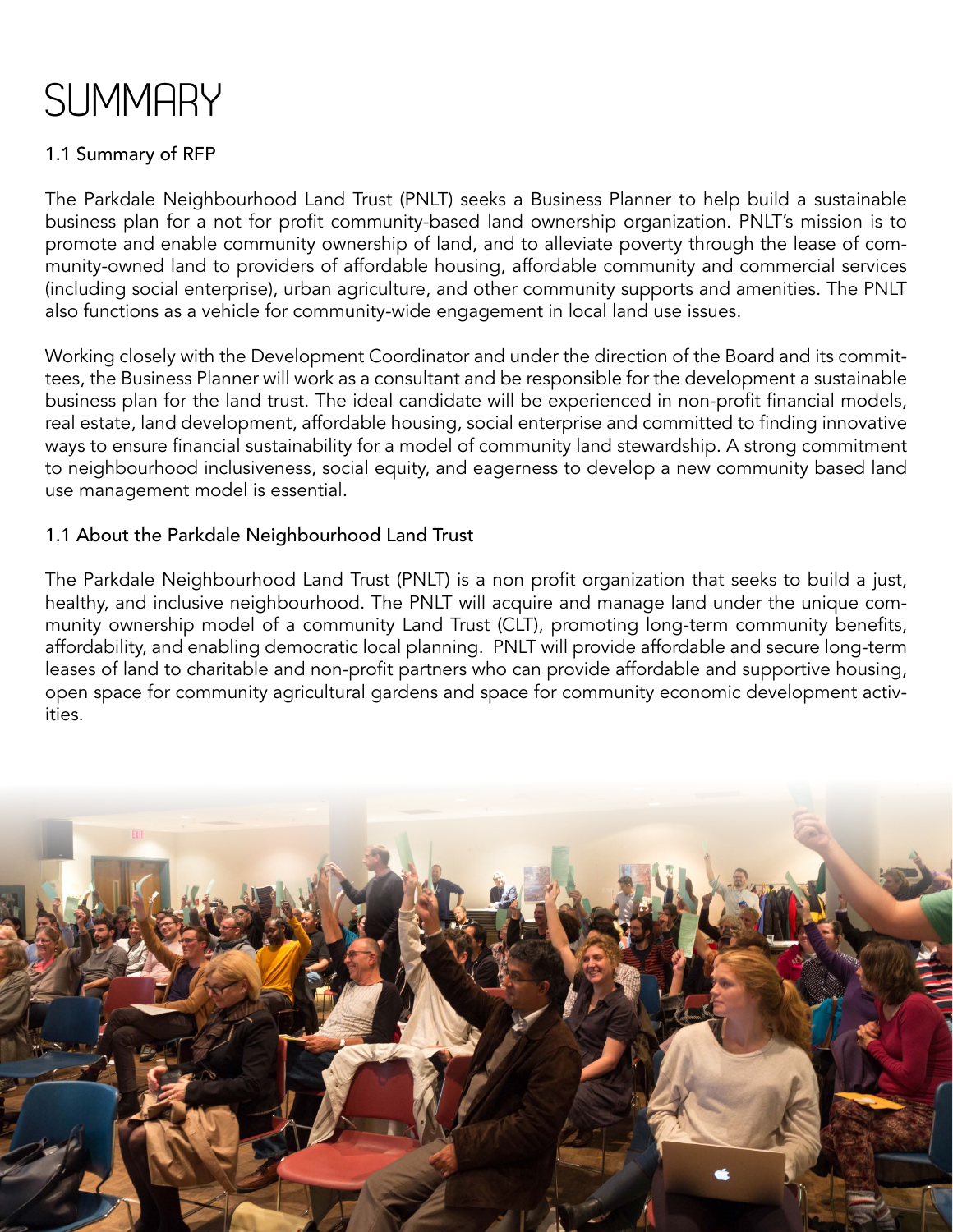# SUMMARY

## 1.1 Summary of RFP

The Parkdale Neighbourhood Land Trust (PNLT) seeks a Business Planner to help build a sustainable business plan for a not for profit community-based land ownership organization. PNLT's mission is to promote and enable community ownership of land, and to alleviate poverty through the lease of community-owned land to providers of affordable housing, affordable community and commercial services (including social enterprise), urban agriculture, and other community supports and amenities. The PNLT also functions as a vehicle for community-wide engagement in local land use issues.

Working closely with the Development Coordinator and under the direction of the Board and its committees, the Business Planner will work as a consultant and be responsible for the development a sustainable business plan for the land trust. The ideal candidate will be experienced in non-profit financial models, real estate, land development, affordable housing, social enterprise and committed to finding innovative ways to ensure financial sustainability for a model of community land stewardship. A strong commitment to neighbourhood inclusiveness, social equity, and eagerness to develop a new community based land use management model is essential.

## 1.1 About the Parkdale Neighbourhood Land Trust

The Parkdale Neighbourhood Land Trust (PNLT) is a non profit organization that seeks to build a just, healthy, and inclusive neighbourhood. The PNLT will acquire and manage land under the unique community ownership model of a community Land Trust (CLT), promoting long-term community benefits, affordability, and enabling democratic local planning. PNLT will provide affordable and secure long-term leases of land to charitable and non-profit partners who can provide affordable and supportive housing, open space for community agricultural gardens and space for community economic development activities.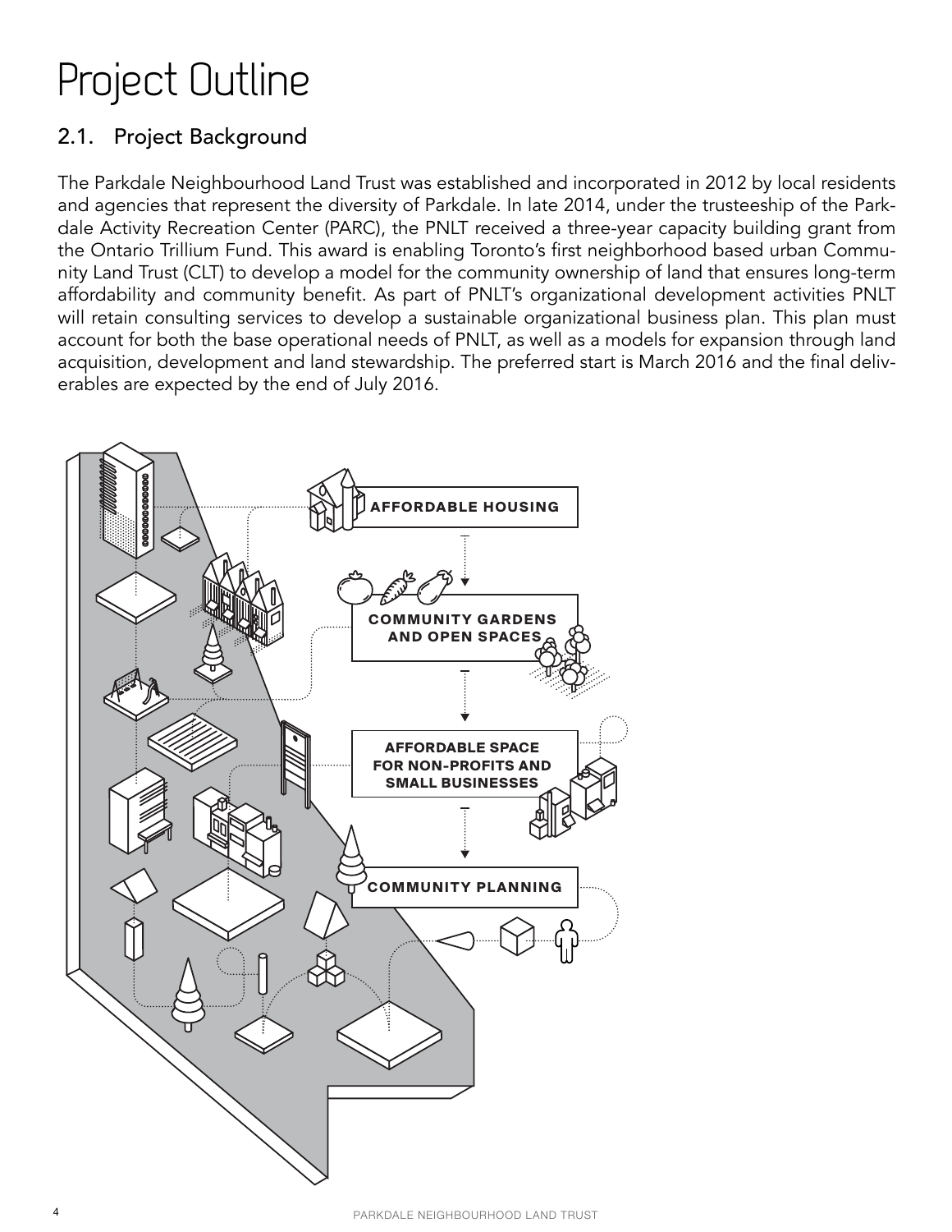# Project Outline

## 2.1. Project Background

The Parkdale Neighbourhood Land Trust was established and incorporated in 2012 by local residents and agencies that represent the diversity of Parkdale. In late 2014, under the trusteeship of the Parkdale Activity Recreation Center (PARC), the PNLT received a three-year capacity building grant from the Ontario Trillium Fund. This award is enabling Toronto's first neighborhood based urban Community Land Trust (CLT) to develop a model for the community ownership of land that ensures long-term affordability and community benefit. As part of PNLT's organizational development activities PNLT will retain consulting services to develop a sustainable organizational business plan. This plan must account for both the base operational needs of PNLT, as well as a models for expansion through land acquisition, development and land stewardship. The preferred start is March 2016 and the final deliverables are expected by the end of July 2016.

**AFFORDABLE HOUSING**

**COMMUNITY GARDENS AND OPEN SPACES**

**AFFORDABLE SPACE FOR NON-PROFITS AND SMALL BUSINESSES**

**COMMUNITY PLANNING**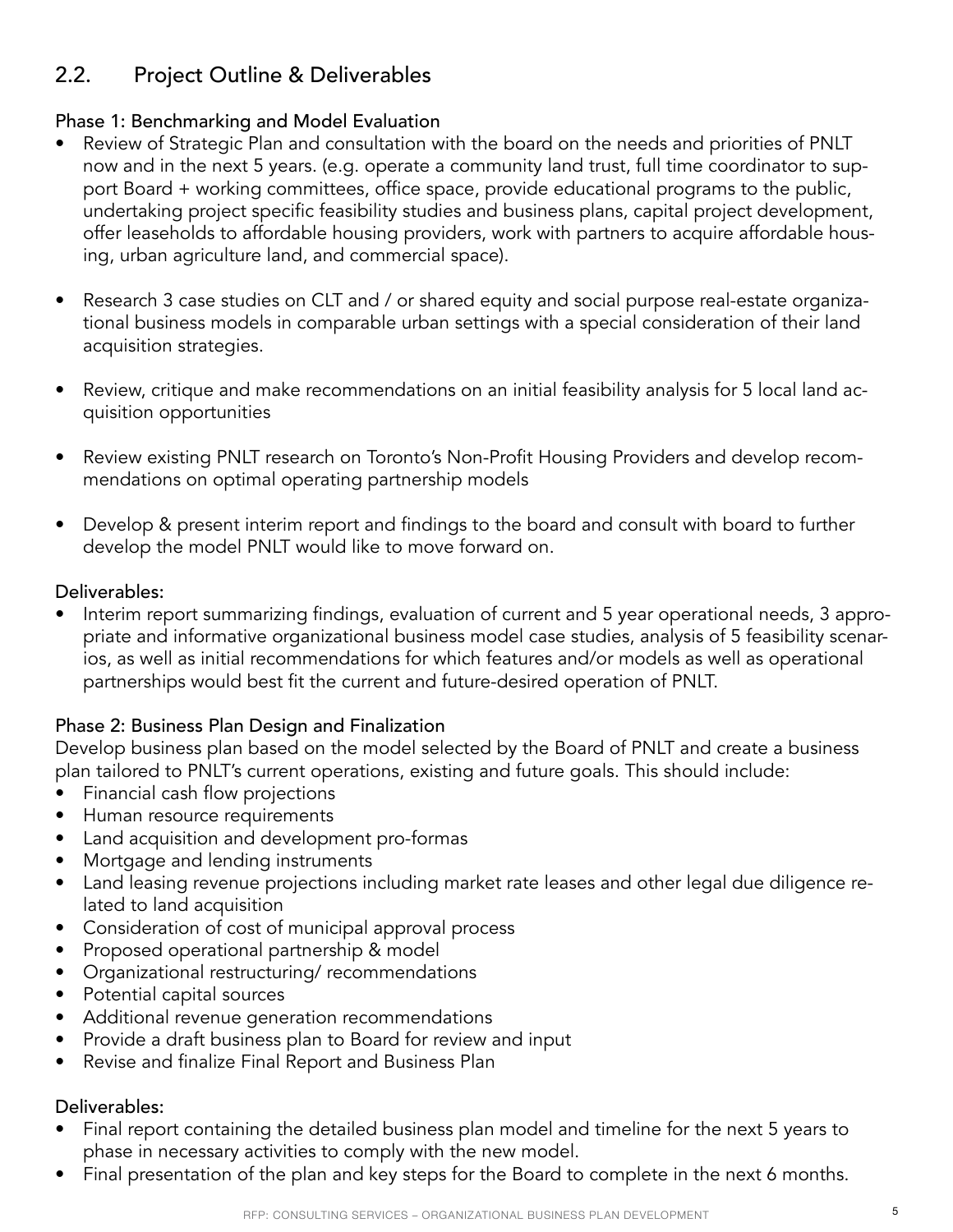## 2.2. Project Outline & Deliverables

### Phase 1: Benchmarking and Model Evaluation

- Review of Strategic Plan and consultation with the board on the needs and priorities of PNLT now and in the next 5 years. (e.g. operate a community land trust, full time coordinator to support Board + working committees, office space, provide educational programs to the public, undertaking project specific feasibility studies and business plans, capital project development, offer leaseholds to affordable housing providers, work with partners to acquire affordable housing, urban agriculture land, and commercial space).
- Research 3 case studies on CLT and / or shared equity and social purpose real-estate organizational business models in comparable urban settings with a special consideration of their land acquisition strategies.
- Review, critique and make recommendations on an initial feasibility analysis for 5 local land acquisition opportunities
- Review existing PNLT research on Toronto's Non-Profit Housing Providers and develop recommendations on optimal operating partnership models
- Develop & present interim report and findings to the board and consult with board to further develop the model PNLT would like to move forward on.

### Deliverables:

- Interim report summarizing findings, evaluation of current and 5 year operational needs, 3 appropriate and informative organizational business model case studies, analysis of 5 feasibility scenarios, as well as initial recommendations for which features and/or models as well as operational partnerships would best fit the current and future-desired operation of PNLT.

### Phase 2: Business Plan Design and Finalization

Develop business plan based on the model selected by the Board of PNLT and create a business plan tailored to PNLT's current operations, existing and future goals. This should include:

- Financial cash flow projections
- Human resource requirements
- Land acquisition and development pro-formas
- Mortgage and lending instruments
- Land leasing revenue projections including market rate leases and other legal due diligence related to land acquisition
- Consideration of cost of municipal approval process
- Proposed operational partnership & model
- Organizational restructuring/ recommendations
- Potential capital sources
- Additional revenue generation recommendations
- Provide a draft business plan to Board for review and input
- Revise and finalize Final Report and Business Plan

### Deliverables:

- Final report containing the detailed business plan model and timeline for the next 5 years to phase in necessary activities to comply with the new model.
- Final presentation of the plan and key steps for the Board to complete in the next 6 months.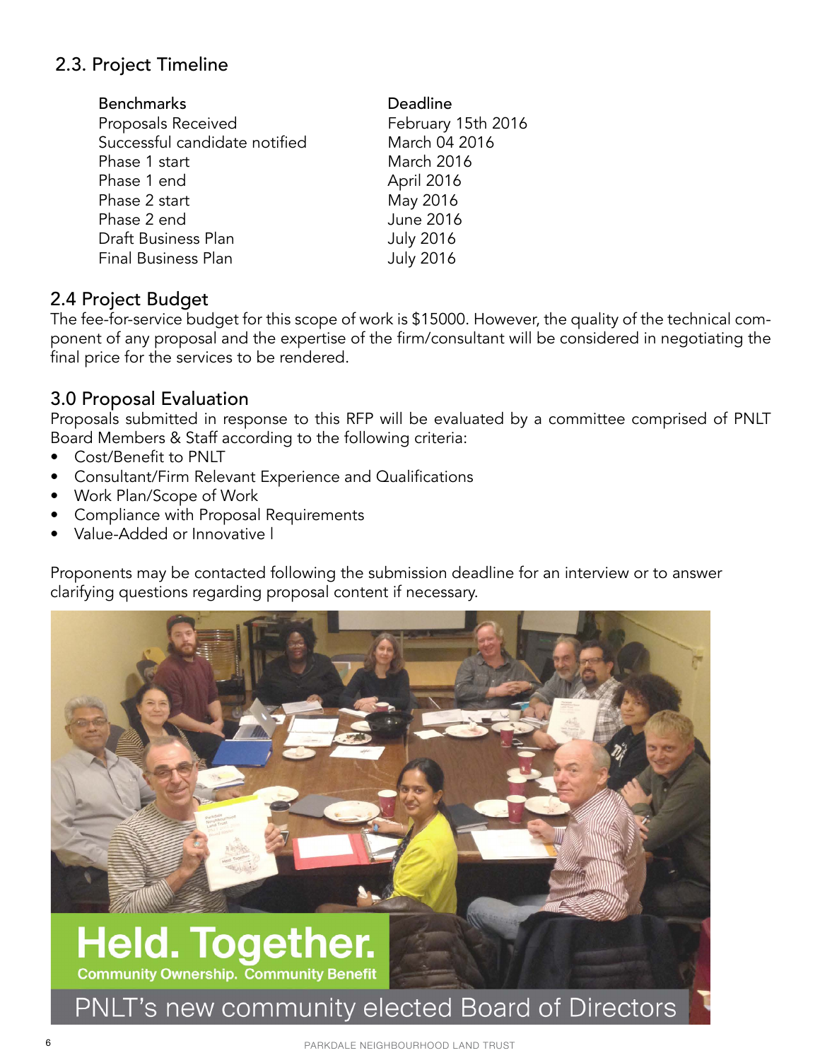## 2.3. Project Timeline

| Benchmarks | Deadline |
| --- | --- |
| Proposals Received | February 15th 2016 |
| Successful candidate notified | March 04 2016 |
| Phase 1 start | March 2016 |
| Phase 1 end | April 2016 |
| Phase 2 start | May 2016 |
| Phase 2 end | June 2016 |
| Draft Business Plan | July 2016 |
| Final Business Plan | July 2016 |

## 2.4 Project Budget

The fee-for-service budget for this scope of work is $15000. However, the quality of the technical component of any proposal and the expertise of the firm/consultant will be considered in negotiating the final price for the services to be rendered.

## 3.0 Proposal Evaluation

Proposals submitted in response to this RFP will be evaluated by a committee comprised of PNLT Board Members & Staff according to the following criteria:

- Cost/Benefit to PNLT
- Consultant/Firm Relevant Experience and Qualifications
- Work Plan/Scope of Work
- Compliance with Proposal Requirements
- Value-Added or Innovative l

Proponents may be contacted following the submission deadline for an interview or to answer clarifying questions regarding proposal content if necessary.

Held. Together.
Community Ownership. Community Benefit

PNLT's new community elected Board of Directors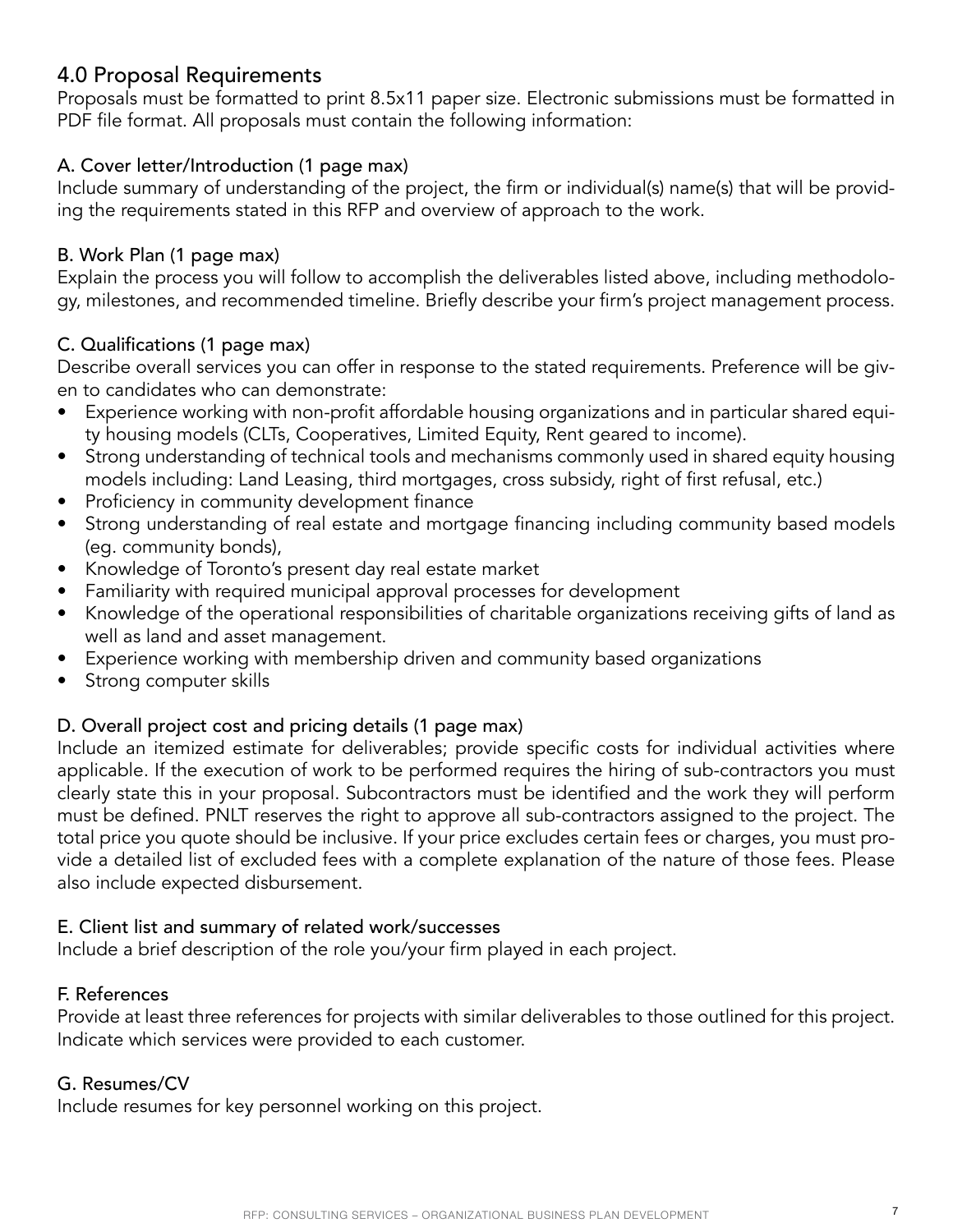## 4.0 Proposal Requirements

Proposals must be formatted to print 8.5x11 paper size. Electronic submissions must be formatted in PDF file format. All proposals must contain the following information:

### A. Cover letter/Introduction (1 page max)

Include summary of understanding of the project, the firm or individual(s) name(s) that will be providing the requirements stated in this RFP and overview of approach to the work.

### B. Work Plan (1 page max)

Explain the process you will follow to accomplish the deliverables listed above, including methodology, milestones, and recommended timeline. Briefly describe your firm's project management process.

### C. Qualifications (1 page max)

Describe overall services you can offer in response to the stated requirements. Preference will be given to candidates who can demonstrate:

- Experience working with non-profit affordable housing organizations and in particular shared equity housing models (CLTs, Cooperatives, Limited Equity, Rent geared to income).
- Strong understanding of technical tools and mechanisms commonly used in shared equity housing models including: Land Leasing, third mortgages, cross subsidy, right of first refusal, etc.)
- Proficiency in community development finance
- Strong understanding of real estate and mortgage financing including community based models (eg. community bonds),
- Knowledge of Toronto's present day real estate market
- Familiarity with required municipal approval processes for development
- Knowledge of the operational responsibilities of charitable organizations receiving gifts of land as well as land and asset management.
- Experience working with membership driven and community based organizations
- Strong computer skills

### D. Overall project cost and pricing details (1 page max)

Include an itemized estimate for deliverables; provide specific costs for individual activities where applicable. If the execution of work to be performed requires the hiring of sub-contractors you must clearly state this in your proposal. Subcontractors must be identified and the work they will perform must be defined. PNLT reserves the right to approve all sub-contractors assigned to the project. The total price you quote should be inclusive. If your price excludes certain fees or charges, you must provide a detailed list of excluded fees with a complete explanation of the nature of those fees. Please also include expected disbursement.

### E. Client list and summary of related work/successes

Include a brief description of the role you/your firm played in each project.

### F. References

Provide at least three references for projects with similar deliverables to those outlined for this project. Indicate which services were provided to each customer.

### G. Resumes/CV

Include resumes for key personnel working on this project.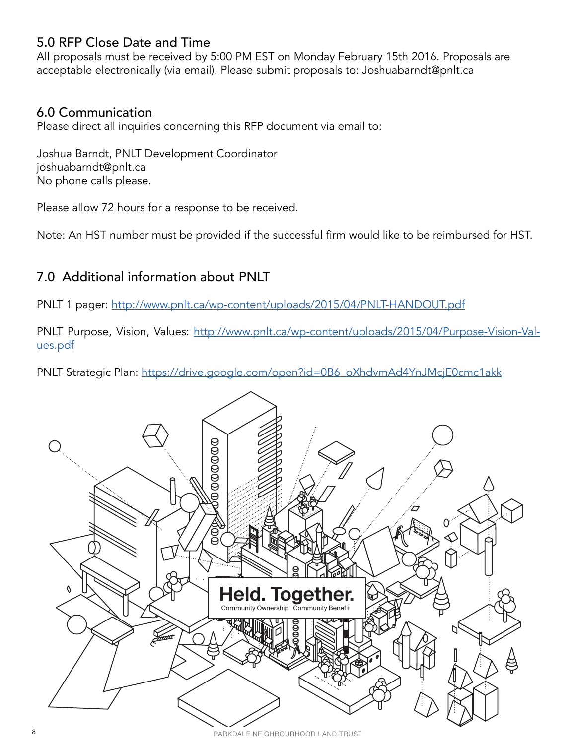## 5.0 RFP Close Date and Time

All proposals must be received by 5:00 PM EST on Monday February 15th 2016. Proposals are acceptable electronically (via email). Please submit proposals to: Joshuabarndt@pnlt.ca

## 6.0 Communication

Please direct all inquiries concerning this RFP document via email to:

Joshua Barndt, PNLT Development Coordinator
joshuabarndt@pnlt.ca
No phone calls please.

Please allow 72 hours for a response to be received.

Note: An HST number must be provided if the successful firm would like to be reimbursed for HST.

## 7.0 Additional information about PNLT

PNLT 1 pager: http://www.pnlt.ca/wp-content/uploads/2015/04/PNLT-HANDOUT.pdf

PNLT Purpose, Vision, Values: http://www.pnlt.ca/wp-content/uploads/2015/04/Purpose-Vision-Values.pdf

PNLT Strategic Plan: https://drive.google.com/open?id=0B6_oXhdvmAd4YnJMcjE0cmc1akk

**Held. Together.**
Community Ownership. Community Benefit